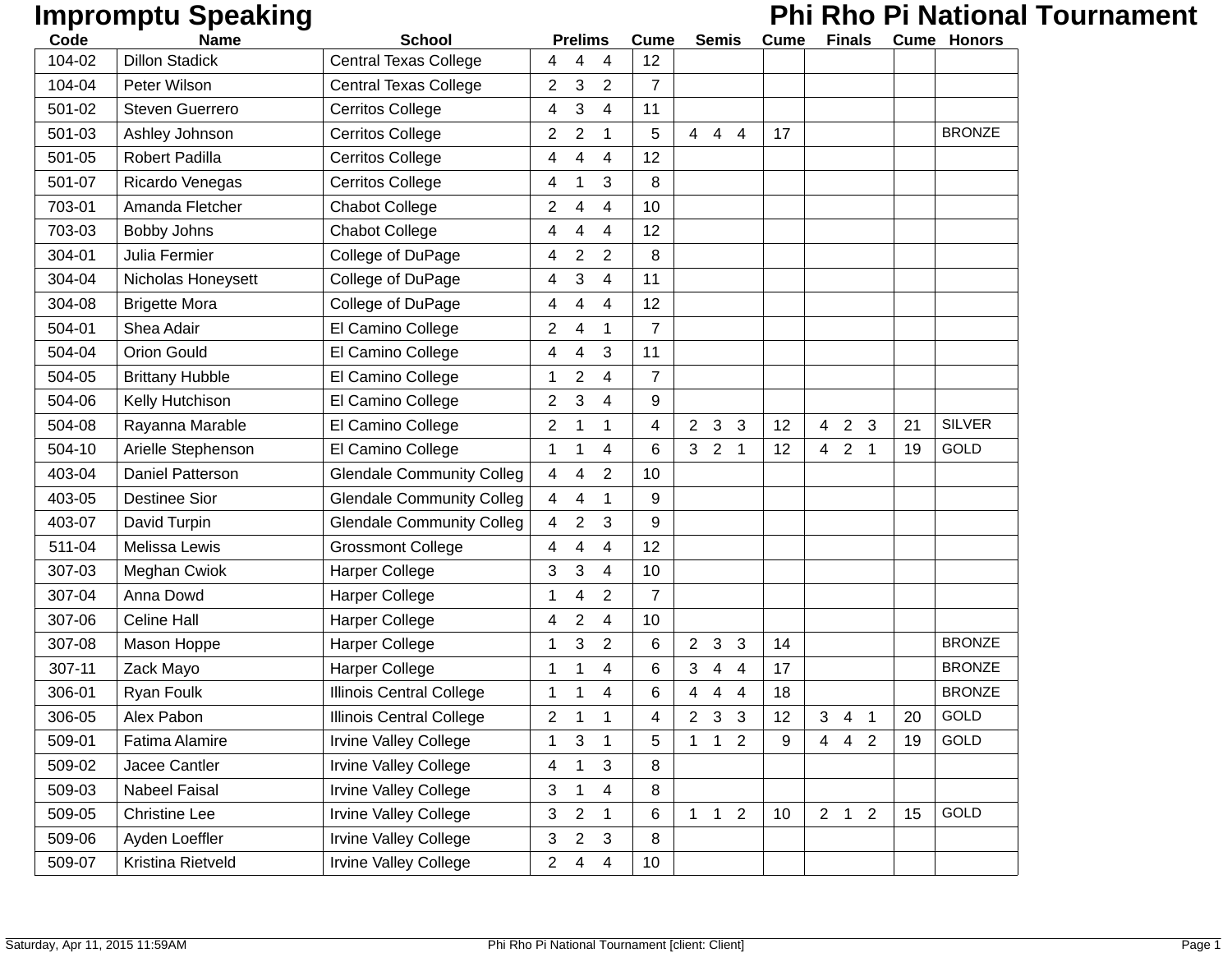# Impromptu Speaking

## Phi Rho Pi National Tournament

| Code | Name | School | Prelims | | | Cume | Semis | | | Cume | Finals | | | Cume | Honors |
|---|---|---|---|---|---|---|---|---|---|---|---|---|---|---|---|
| 104-02 | Dillon Stadick | Central Texas College | 4 | 4 | 4 | 12 | | | | | | | | | |
| 104-04 | Peter Wilson | Central Texas College | 2 | 3 | 2 | 7 | | | | | | | | | |
| 501-02 | Steven Guerrero | Cerritos College | 4 | 3 | 4 | 11 | | | | | | | | | |
| 501-03 | Ashley Johnson | Cerritos College | 2 | 2 | 1 | 5 | 4 | 4 | 4 | 17 | | | | | BRONZE |
| 501-05 | Robert Padilla | Cerritos College | 4 | 4 | 4 | 12 | | | | | | | | | |
| 501-07 | Ricardo Venegas | Cerritos College | 4 | 1 | 3 | 8 | | | | | | | | | |
| 703-01 | Amanda Fletcher | Chabot College | 2 | 4 | 4 | 10 | | | | | | | | | |
| 703-03 | Bobby Johns | Chabot College | 4 | 4 | 4 | 12 | | | | | | | | | |
| 304-01 | Julia Fermier | College of DuPage | 4 | 2 | 2 | 8 | | | | | | | | | |
| 304-04 | Nicholas Honeysett | College of DuPage | 4 | 3 | 4 | 11 | | | | | | | | | |
| 304-08 | Brigette Mora | College of DuPage | 4 | 4 | 4 | 12 | | | | | | | | | |
| 504-01 | Shea Adair | El Camino College | 2 | 4 | 1 | 7 | | | | | | | | | |
| 504-04 | Orion Gould | El Camino College | 4 | 4 | 3 | 11 | | | | | | | | | |
| 504-05 | Brittany Hubble | El Camino College | 1 | 2 | 4 | 7 | | | | | | | | | |
| 504-06 | Kelly Hutchison | El Camino College | 2 | 3 | 4 | 9 | | | | | | | | | |
| 504-08 | Rayanna Marable | El Camino College | 2 | 1 | 1 | 4 | 2 | 3 | 3 | 12 | 4 | 2 | 3 | 21 | SILVER |
| 504-10 | Arielle Stephenson | El Camino College | 1 | 1 | 4 | 6 | 3 | 2 | 1 | 12 | 4 | 2 | 1 | 19 | GOLD |
| 403-04 | Daniel Patterson | Glendale Community Colleg | 4 | 4 | 2 | 10 | | | | | | | | | |
| 403-05 | Destinee Sior | Glendale Community Colleg | 4 | 4 | 1 | 9 | | | | | | | | | |
| 403-07 | David Turpin | Glendale Community Colleg | 4 | 2 | 3 | 9 | | | | | | | | | |
| 511-04 | Melissa Lewis | Grossmont College | 4 | 4 | 4 | 12 | | | | | | | | | |
| 307-03 | Meghan Cwiok | Harper College | 3 | 3 | 4 | 10 | | | | | | | | | |
| 307-04 | Anna Dowd | Harper College | 1 | 4 | 2 | 7 | | | | | | | | | |
| 307-06 | Celine Hall | Harper College | 4 | 2 | 4 | 10 | | | | | | | | | |
| 307-08 | Mason Hoppe | Harper College | 1 | 3 | 2 | 6 | 2 | 3 | 3 | 14 | | | | | BRONZE |
| 307-11 | Zack Mayo | Harper College | 1 | 1 | 4 | 6 | 3 | 4 | 4 | 17 | | | | | BRONZE |
| 306-01 | Ryan Foulk | Illinois Central College | 1 | 1 | 4 | 6 | 4 | 4 | 4 | 18 | | | | | BRONZE |
| 306-05 | Alex Pabon | Illinois Central College | 2 | 1 | 1 | 4 | 2 | 3 | 3 | 12 | 3 | 4 | 1 | 20 | GOLD |
| 509-01 | Fatima Alamire | Irvine Valley College | 1 | 3 | 1 | 5 | 1 | 1 | 2 | 9 | 4 | 4 | 2 | 19 | GOLD |
| 509-02 | Jacee Cantler | Irvine Valley College | 4 | 1 | 3 | 8 | | | | | | | | | |
| 509-03 | Nabeel Faisal | Irvine Valley College | 3 | 1 | 4 | 8 | | | | | | | | | |
| 509-05 | Christine Lee | Irvine Valley College | 3 | 2 | 1 | 6 | 1 | 1 | 2 | 10 | 2 | 1 | 2 | 15 | GOLD |
| 509-06 | Ayden Loeffler | Irvine Valley College | 3 | 2 | 3 | 8 | | | | | | | | | |
| 509-07 | Kristina Rietveld | Irvine Valley College | 2 | 4 | 4 | 10 | | | | | | | | | |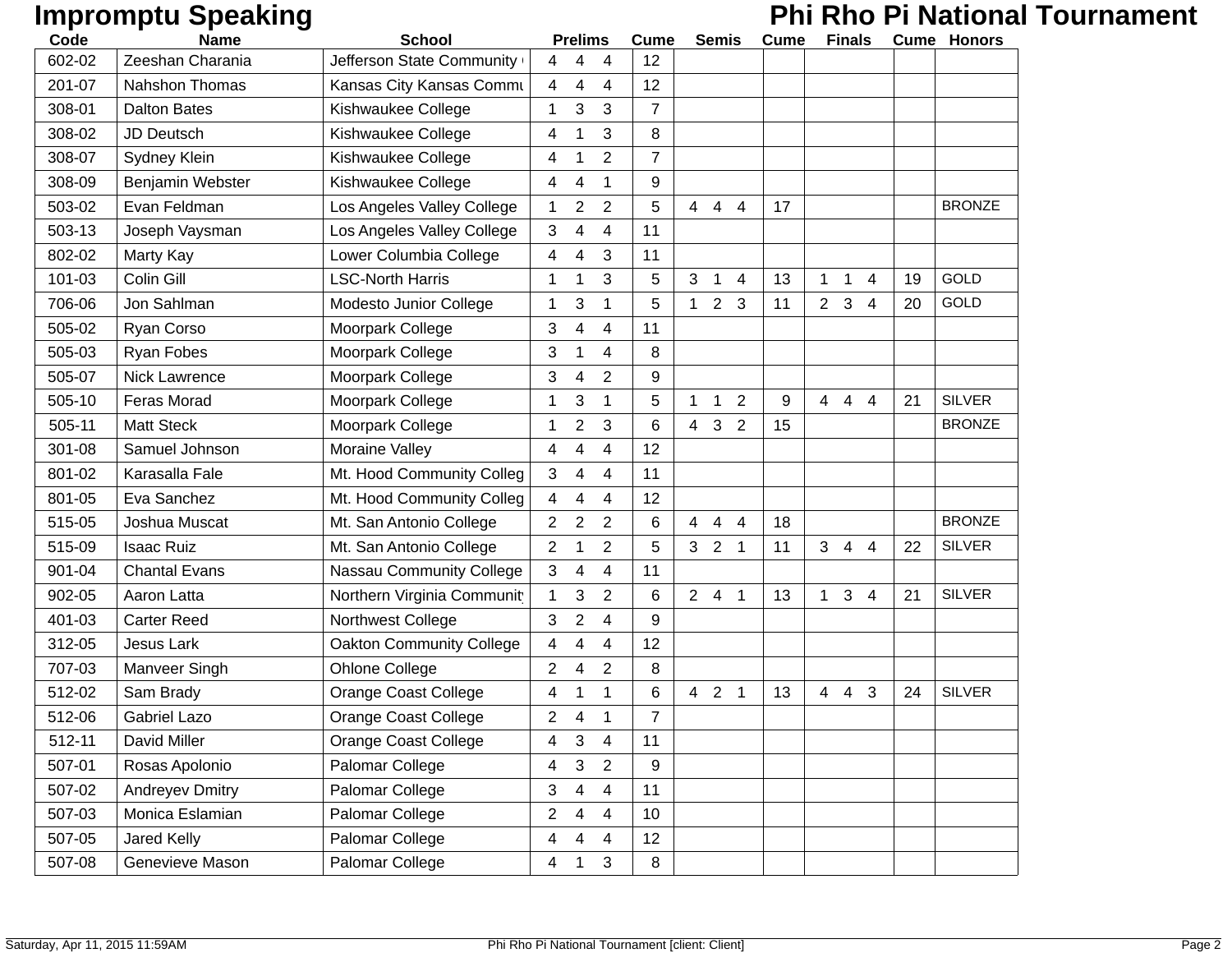# Impromptu Speaking

# Phi Rho Pi National Tournament

| Code | Name | School | Prelims | Cume | Semis | Cume | Finals | Cume | Honors |
|---|---|---|---|---|---|---|---|---|---|
| 602-02 | Zeeshan Charania | Jefferson State Community ( | 4 4 4 | 12 | | | | | |
| 201-07 | Nahshon Thomas | Kansas City Kansas Commu | 4 4 4 | 12 | | | | | |
| 308-01 | Dalton Bates | Kishwaukee College | 1 3 3 | 7 | | | | | |
| 308-02 | JD Deutsch | Kishwaukee College | 4 1 3 | 8 | | | | | |
| 308-07 | Sydney Klein | Kishwaukee College | 4 1 2 | 7 | | | | | |
| 308-09 | Benjamin Webster | Kishwaukee College | 4 4 1 | 9 | | | | | |
| 503-02 | Evan Feldman | Los Angeles Valley College | 1 2 2 | 5 | 4 4 4 | 17 | | | BRONZE |
| 503-13 | Joseph Vaysman | Los Angeles Valley College | 3 4 4 | 11 | | | | | |
| 802-02 | Marty Kay | Lower Columbia College | 4 4 3 | 11 | | | | | |
| 101-03 | Colin Gill | LSC-North Harris | 1 1 3 | 5 | 3 1 4 | 13 | 1 1 4 | 19 | GOLD |
| 706-06 | Jon Sahlman | Modesto Junior College | 1 3 1 | 5 | 1 2 3 | 11 | 2 3 4 | 20 | GOLD |
| 505-02 | Ryan Corso | Moorpark College | 3 4 4 | 11 | | | | | |
| 505-03 | Ryan Fobes | Moorpark College | 3 1 4 | 8 | | | | | |
| 505-07 | Nick Lawrence | Moorpark College | 3 4 2 | 9 | | | | | |
| 505-10 | Feras Morad | Moorpark College | 1 3 1 | 5 | 1 1 2 | 9 | 4 4 4 | 21 | SILVER |
| 505-11 | Matt Steck | Moorpark College | 1 2 3 | 6 | 4 3 2 | 15 | | | BRONZE |
| 301-08 | Samuel Johnson | Moraine Valley | 4 4 4 | 12 | | | | | |
| 801-02 | Karasalla Fale | Mt. Hood Community Colleg | 3 4 4 | 11 | | | | | |
| 801-05 | Eva Sanchez | Mt. Hood Community Colleg | 4 4 4 | 12 | | | | | |
| 515-05 | Joshua Muscat | Mt. San Antonio College | 2 2 2 | 6 | 4 4 4 | 18 | | | BRONZE |
| 515-09 | Isaac Ruiz | Mt. San Antonio College | 2 1 2 | 5 | 3 2 1 | 11 | 3 4 4 | 22 | SILVER |
| 901-04 | Chantal Evans | Nassau Community College | 3 4 4 | 11 | | | | | |
| 902-05 | Aaron Latta | Northern Virginia Community | 1 3 2 | 6 | 2 4 1 | 13 | 1 3 4 | 21 | SILVER |
| 401-03 | Carter Reed | Northwest College | 3 2 4 | 9 | | | | | |
| 312-05 | Jesus Lark | Oakton Community College | 4 4 4 | 12 | | | | | |
| 707-03 | Manveer Singh | Ohlone College | 2 4 2 | 8 | | | | | |
| 512-02 | Sam Brady | Orange Coast College | 4 1 1 | 6 | 4 2 1 | 13 | 4 4 3 | 24 | SILVER |
| 512-06 | Gabriel Lazo | Orange Coast College | 2 4 1 | 7 | | | | | |
| 512-11 | David Miller | Orange Coast College | 4 3 4 | 11 | | | | | |
| 507-01 | Rosas Apolonio | Palomar College | 4 3 2 | 9 | | | | | |
| 507-02 | Andreyev Dmitry | Palomar College | 3 4 4 | 11 | | | | | |
| 507-03 | Monica Eslamian | Palomar College | 2 4 4 | 10 | | | | | |
| 507-05 | Jared Kelly | Palomar College | 4 4 4 | 12 | | | | | |
| 507-08 | Genevieve Mason | Palomar College | 4 1 3 | 8 | | | | | |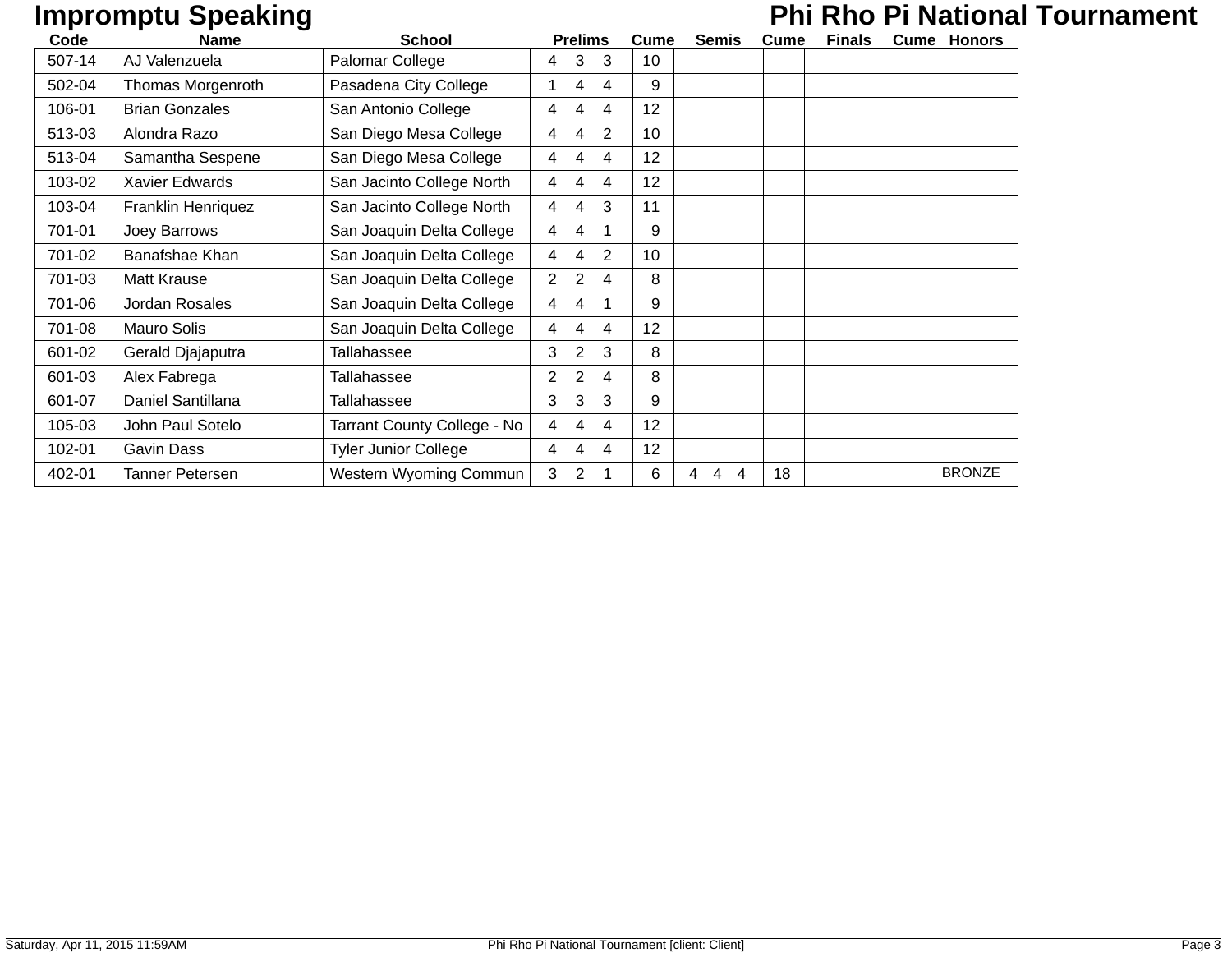# Impromptu Speaking

## Phi Rho Pi National Tournament

| Code | Name | School | Prelims | Cume | Semis | Cume | Finals | Cume | Honors |
|---|---|---|---|---|---|---|---|---|---|
| 507-14 | AJ Valenzuela | Palomar College | 4 3 3 | 10 | | | | | |
| 502-04 | Thomas Morgenroth | Pasadena City College | 1 4 4 | 9 | | | | | |
| 106-01 | Brian Gonzales | San Antonio College | 4 4 4 | 12 | | | | | |
| 513-03 | Alondra Razo | San Diego Mesa College | 4 4 2 | 10 | | | | | |
| 513-04 | Samantha Sespene | San Diego Mesa College | 4 4 4 | 12 | | | | | |
| 103-02 | Xavier Edwards | San Jacinto College North | 4 4 4 | 12 | | | | | |
| 103-04 | Franklin Henriquez | San Jacinto College North | 4 4 3 | 11 | | | | | |
| 701-01 | Joey Barrows | San Joaquin Delta College | 4 4 1 | 9 | | | | | |
| 701-02 | Banafshae Khan | San Joaquin Delta College | 4 4 2 | 10 | | | | | |
| 701-03 | Matt Krause | San Joaquin Delta College | 2 2 4 | 8 | | | | | |
| 701-06 | Jordan Rosales | San Joaquin Delta College | 4 4 1 | 9 | | | | | |
| 701-08 | Mauro Solis | San Joaquin Delta College | 4 4 4 | 12 | | | | | |
| 601-02 | Gerald Djajaputra | Tallahassee | 3 2 3 | 8 | | | | | |
| 601-03 | Alex Fabrega | Tallahassee | 2 2 4 | 8 | | | | | |
| 601-07 | Daniel Santillana | Tallahassee | 3 3 3 | 9 | | | | | |
| 105-03 | John Paul Sotelo | Tarrant County College - No | 4 4 4 | 12 | | | | | |
| 102-01 | Gavin Dass | Tyler Junior College | 4 4 4 | 12 | | | | | |
| 402-01 | Tanner Petersen | Western Wyoming Commun | 3 2 1 | 6 | 4 4 4 | 18 | | | BRONZE |